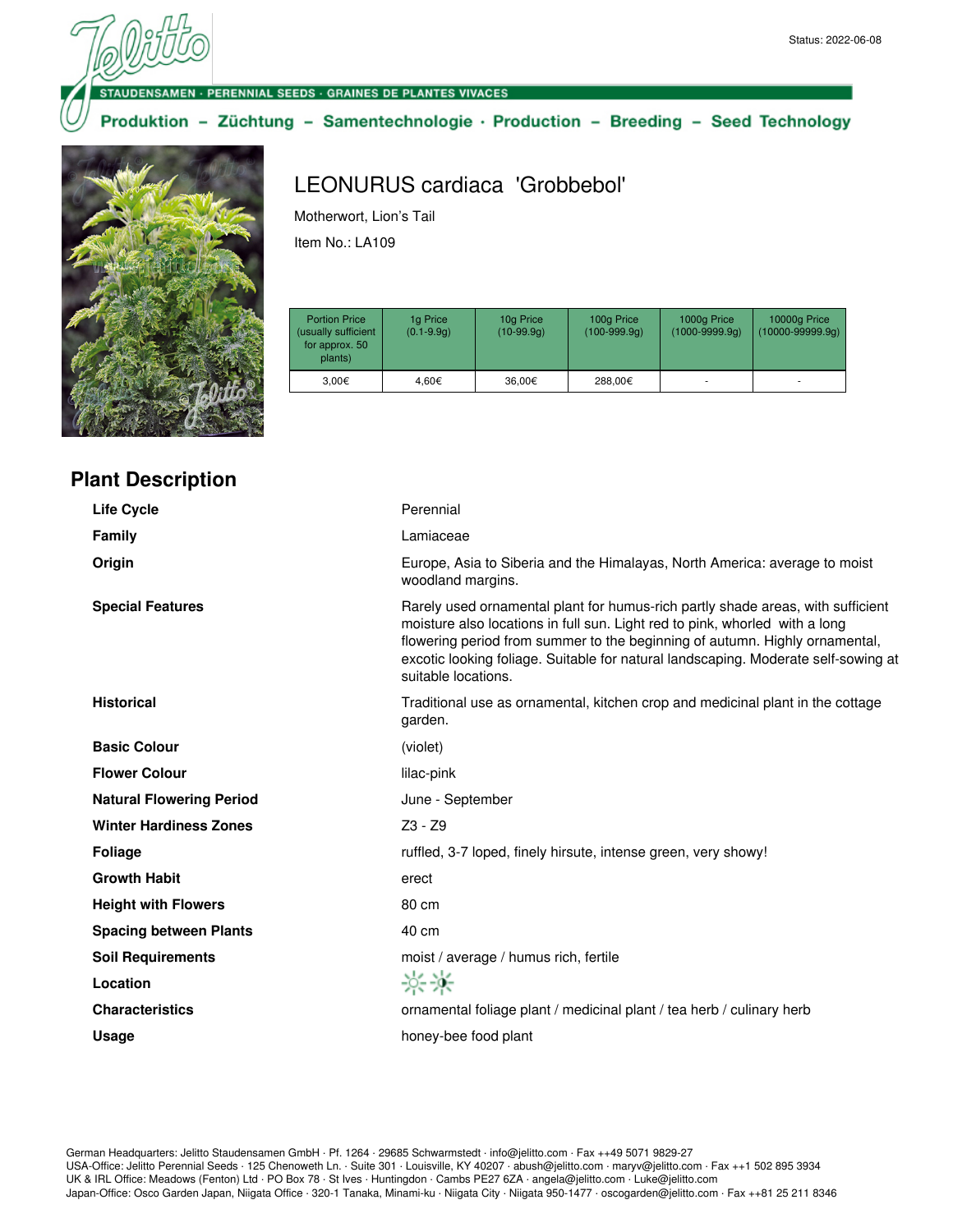Status: 2022-06-08

STAUDENSAMEN · PERENNIAL SEEDS · GRAINES DE PLANTES VIVACES

Produktion – Züchtung – Samentechnologie · Production – Breeding – Seed Technology

# LEONURUS cardiaca 'Grobbebol'

Motherwort, Lion's Tail

Item No.: LA109

| Portion Price (usually sufficient for approx. 50 plants) | 1g Price (0.1-9.9g) | 10g Price (10-99.9g) | 100g Price (100-999.9g) | 1000g Price (1000-9999.9g) | 10000g Price (10000-99999.9g) |
|---|---|---|---|---|---|
| 3,00€ | 4,60€ | 36,00€ | 288,00€ | - | - |

## Plant Description

| | |
|---|---|
| **Life Cycle** | Perennial |
| **Family** | Lamiaceae |
| **Origin** | Europe, Asia to Siberia and the Himalayas, North America: average to moist woodland margins. |
| **Special Features** | Rarely used ornamental plant for humus-rich partly shade areas, with sufficient moisture also locations in full sun. Light red to pink, whorled with a long flowering period from summer to the beginning of autumn. Highly ornamental, excotic looking foliage. Suitable for natural landscaping. Moderate self-sowing at suitable locations. |
| **Historical** | Traditional use as ornamental, kitchen crop and medicinal plant in the cottage garden. |
| **Basic Colour** | (violet) |
| **Flower Colour** | lilac-pink |
| **Natural Flowering Period** | June - September |
| **Winter Hardiness Zones** | Z3 - Z9 |
| **Foliage** | ruffled, 3-7 loped, finely hirsute, intense green, very showy! |
| **Growth Habit** | erect |
| **Height with Flowers** | 80 cm |
| **Spacing between Plants** | 40 cm |
| **Soil Requirements** | moist / average / humus rich, fertile |
| **Location** | |
| **Characteristics** | ornamental foliage plant / medicinal plant / tea herb / culinary herb |
| **Usage** | honey-bee food plant |

German Headquarters: Jelitto Staudensamen GmbH · Pf. 1264 · 29685 Schwarmstedt · info@jelitto.com · Fax ++49 5071 9829-27
USA-Office: Jelitto Perennial Seeds · 125 Chenoweth Ln. · Suite 301 · Louisville, KY 40207 · abush@jelitto.com · maryv@jelitto.com · Fax ++1 502 895 3934
UK & IRL Office: Meadows (Fenton) Ltd · PO Box 78 · St Ives · Huntingdon · Cambs PE27 6ZA · angela@jelitto.com · Luke@jelitto.com
Japan-Office: Osco Garden Japan, Niigata Office · 320-1 Tanaka, Minami-ku · Niigata City · Niigata 950-1477 · oscogarden@jelitto.com · Fax ++81 25 211 8346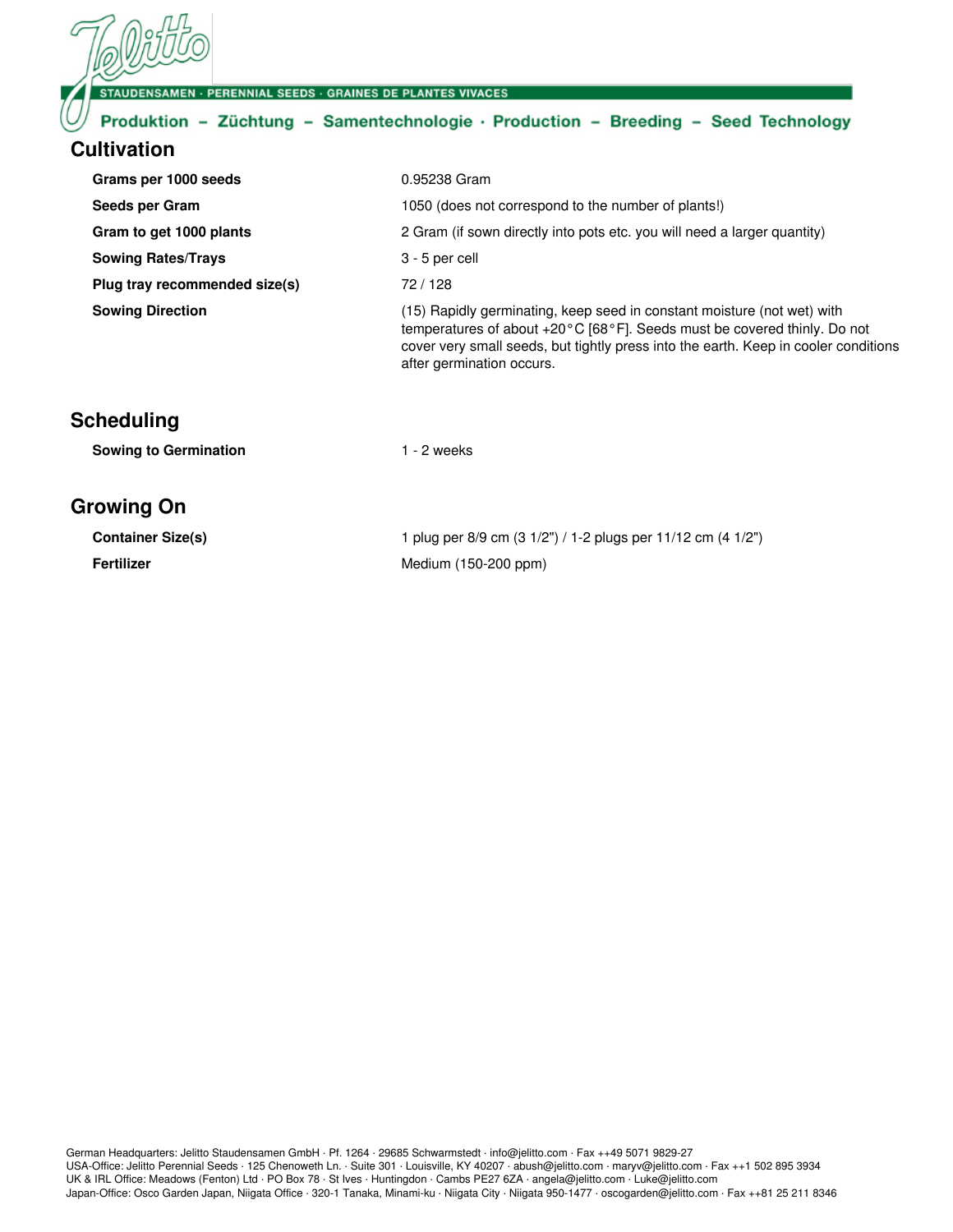## Cultivation

| | |
|---|---|
| **Grams per 1000 seeds** | 0.95238 Gram |
| **Seeds per Gram** | 1050 (does not correspond to the number of plants!) |
| **Gram to get 1000 plants** | 2 Gram (if sown directly into pots etc. you will need a larger quantity) |
| **Sowing Rates/Trays** | 3 - 5 per cell |
| **Plug tray recommended size(s)** | 72 / 128 |
| **Sowing Direction** | (15) Rapidly germinating, keep seed in constant moisture (not wet) with temperatures of about +20°C [68°F]. Seeds must be covered thinly. Do not cover very small seeds, but tightly press into the earth. Keep in cooler conditions after germination occurs. |

## Scheduling

| | |
|---|---|
| **Sowing to Germination** | 1 - 2 weeks |

## Growing On

| | |
|---|---|
| **Container Size(s)** | 1 plug per 8/9 cm (3 1/2") / 1-2 plugs per 11/12 cm (4 1/2") |
| **Fertilizer** | Medium (150-200 ppm) |